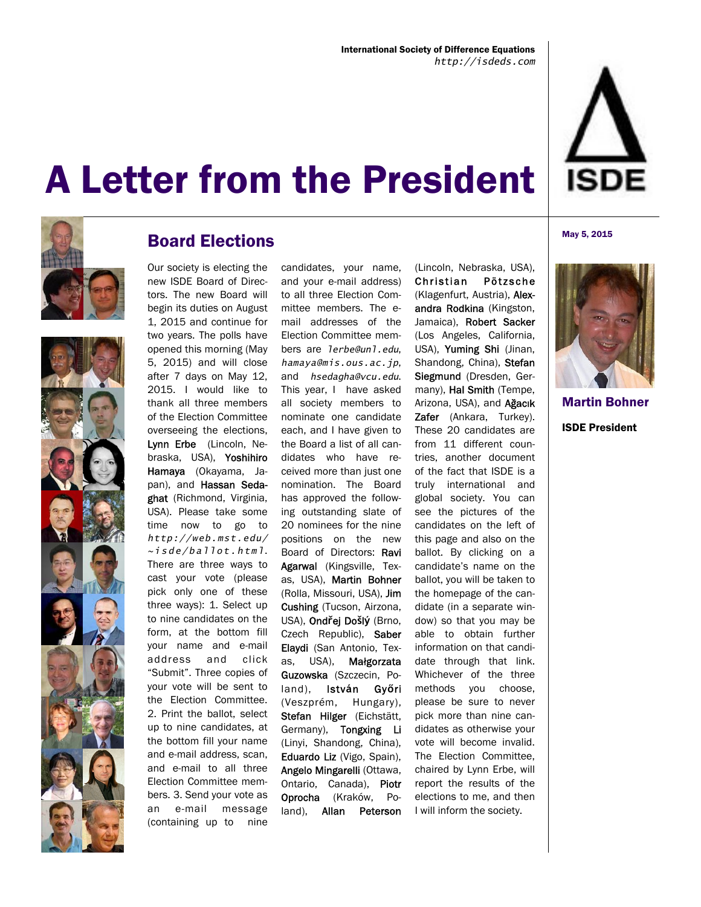International Society of Difference Equations
*http://isdeds.com*

# A Letter from the President

May 5, 2015

**Martin Bohner**

**ISDE President**

## Board Elections

Our society is electing the new ISDE Board of Directors. The new Board will begin its duties on August 1, 2015 and continue for two years. The polls have opened this morning (May 5, 2015) and will close after 7 days on May 12, 2015. I would like to thank all three members of the Election Committee overseeing the elections, **Lynn Erbe** (Lincoln, Nebraska, USA), **Yoshihiro Hamaya** (Okayama, Japan), and **Hassan Sedaghat** (Richmond, Virginia, USA). Please take some time now to go to *http://web.mst.edu/~isde/ballot.html*. There are three ways to cast your vote (please pick only one of these three ways): 1. Select up to nine candidates on the form, at the bottom fill your name and e-mail address and click "Submit". Three copies of your vote will be sent to the Election Committee. 2. Print the ballot, select up to nine candidates, at the bottom fill your name and e-mail address, scan, and e-mail to all three Election Committee members. 3. Send your vote as an e-mail message (containing up to nine candidates, your name, and your e-mail address) to all three Election Committee members. The e-mail addresses of the Election Committee members are *lerbe@unl.edu*, *hamaya@mis.ous.ac.jp*, and *hsedagha@vcu.edu*. This year, I have asked all society members to nominate one candidate each, and I have given to the Board a list of all candidates who have received more than just one nomination. The Board has approved the following outstanding slate of 20 nominees for the nine positions on the new Board of Directors: **Ravi Agarwal** (Kingsville, Texas, USA), **Martin Bohner** (Rolla, Missouri, USA), **Jim Cushing** (Tucson, Airzona, USA), **Ondřej Došlý** (Brno, Czech Republic), **Saber Elaydi** (San Antonio, Texas, USA), **Małgorzata Guzowska** (Szczecin, Poland), **István Győri** (Veszprém, Hungary), **Stefan Hilger** (Eichstätt, Germany), **Tongxing Li** (Linyi, Shandong, China), **Eduardo Liz** (Vigo, Spain), **Angelo Mingarelli** (Ottawa, Ontario, Canada), **Piotr Oprocha** (Kraków, Poland), **Allan Peterson** (Lincoln, Nebraska, USA), **Christian Pötzsche** (Klagenfurt, Austria), **Alexandra Rodkina** (Kingston, Jamaica), **Robert Sacker** (Los Angeles, California, USA), **Yuming Shi** (Jinan, Shandong, China), **Stefan Siegmund** (Dresden, Germany), **Hal Smith** (Tempe, Arizona, USA), and **Ağacık Zafer** (Ankara, Turkey). These 20 candidates are from 11 different countries, another document of the fact that ISDE is a truly international and global society. You can see the pictures of the candidates on the left of this page and also on the ballot. By clicking on a candidate's name on the ballot, you will be taken to the homepage of the candidate (in a separate window) so that you may be able to obtain further information on that candidate through that link. Whichever of the three methods you choose, please be sure to never pick more than nine candidates as otherwise your vote will become invalid. The Election Committee, chaired by Lynn Erbe, will report the results of the elections to me, and then I will inform the society.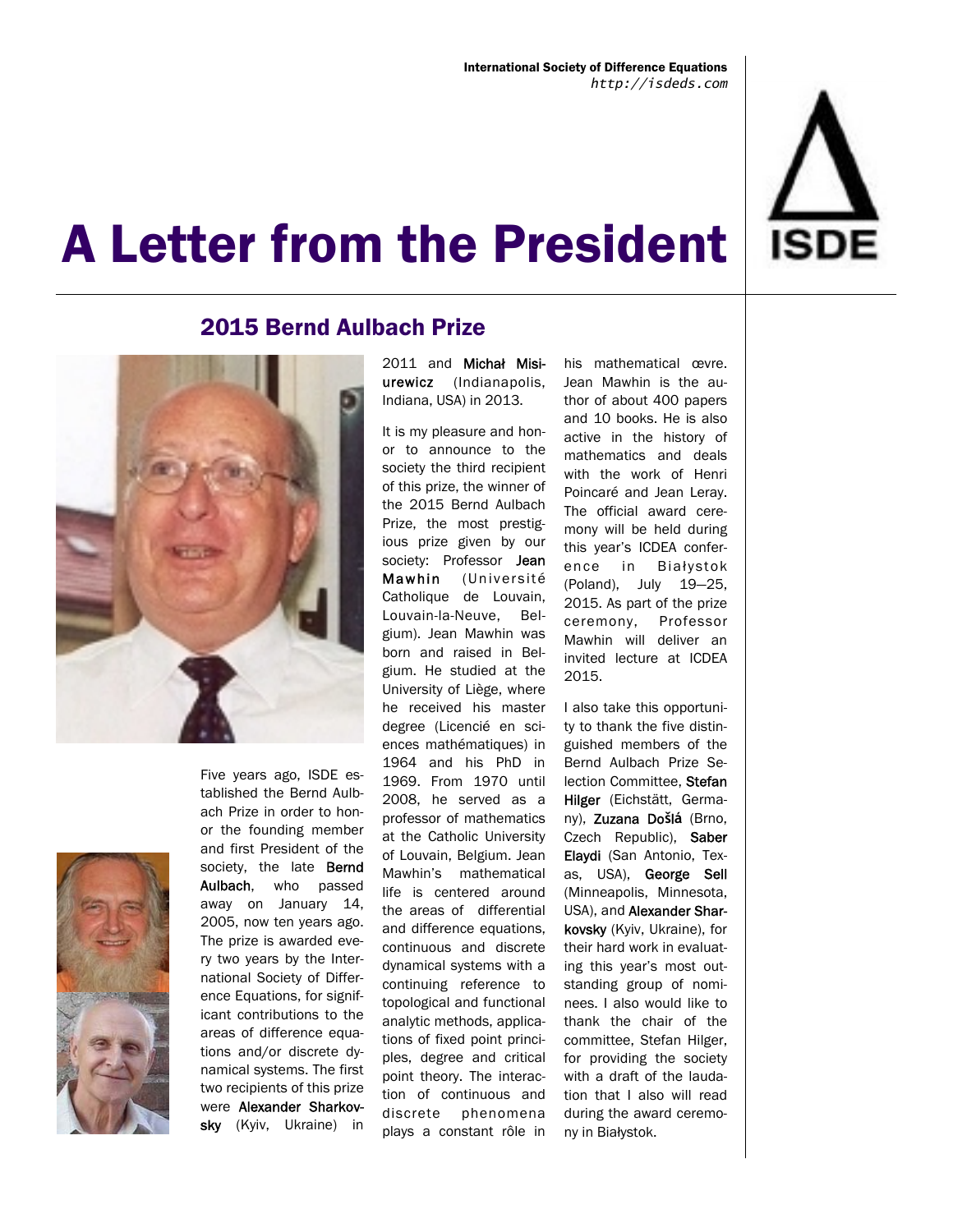# A Letter from the President

## 2015 Bernd Aulbach Prize

Five years ago, ISDE established the Bernd Aulbach Prize in order to honor the founding member and first President of the society, the late **Bernd Aulbach**, who passed away on January 14, 2005, now ten years ago. The prize is awarded every two years by the International Society of Difference Equations, for significant contributions to the areas of difference equations and/or discrete dynamical systems. The first two recipients of this prize were **Alexander Sharkovsky** (Kyiv, Ukraine) in 2011 and **Michał Misiurewicz** (Indianapolis, Indiana, USA) in 2013.

It is my pleasure and honor to announce to the society the third recipient of this prize, the winner of the 2015 Bernd Aulbach Prize, the most prestigious prize given by our society: Professor **Jean Mawhin** (Université Catholique de Louvain, Louvain-la-Neuve, Belgium). Jean Mawhin was born and raised in Belgium. He studied at the University of Liège, where he received his master degree (Licencié en sciences mathématiques) in 1964 and his PhD in 1969. From 1970 until 2008, he served as a professor of mathematics at the Catholic University of Louvain, Belgium. Jean Mawhin's mathematical life is centered around the areas of differential and difference equations, continuous and discrete dynamical systems with a continuing reference to topological and functional analytic methods, applications of fixed point principles, degree and critical point theory. The interaction of continuous and discrete phenomena plays a constant rôle in his mathematical œvre. Jean Mawhin is the author of about 400 papers and 10 books. He is also active in the history of mathematics and deals with the work of Henri Poincaré and Jean Leray. The official award ceremony will be held during this year's ICDEA conference in Białystok (Poland), July 19—25, 2015. As part of the prize ceremony, Professor Mawhin will deliver an invited lecture at ICDEA 2015.

I also take this opportunity to thank the five distinguished members of the Bernd Aulbach Prize Selection Committee, **Stefan Hilger** (Eichstätt, Germany), **Zuzana Došlá** (Brno, Czech Republic), **Saber Elaydi** (San Antonio, Texas, USA), **George Sell** (Minneapolis, Minnesota, USA), and **Alexander Sharkovsky** (Kyiv, Ukraine), for their hard work in evaluating this year's most outstanding group of nominees. I also would like to thank the chair of the committee, Stefan Hilger, for providing the society with a draft of the laudation that I also will read during the award ceremony in Białystok.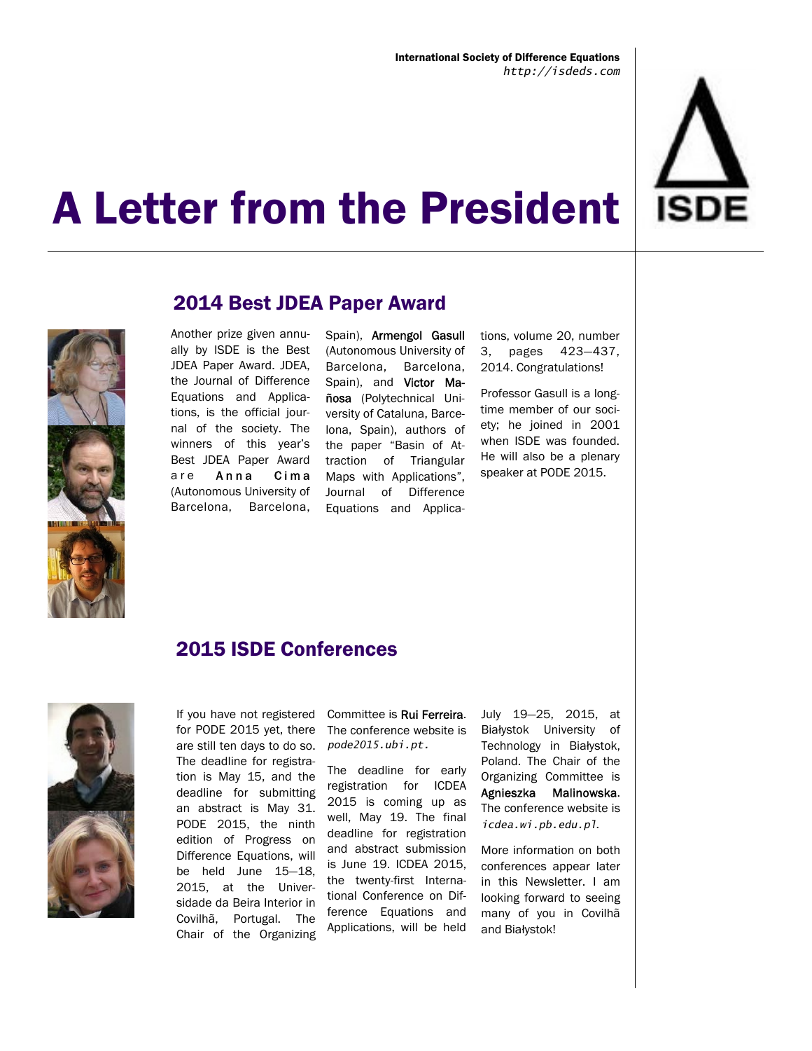# A Letter from the President

## 2014 Best JDEA Paper Award

Another prize given annually by ISDE is the Best JDEA Paper Award. JDEA, the Journal of Difference Equations and Applications, is the official journal of the society. The winners of this year's Best JDEA Paper Award are **Anna Cima** (Autonomous University of Barcelona, Barcelona, Spain), **Armengol Gasull** (Autonomous University of Barcelona, Barcelona, Spain), and **Victor Mañosa** (Polytechnical University of Cataluna, Barcelona, Spain), authors of the paper "Basin of Attraction of Triangular Maps with Applications", Journal of Difference Equations and Applications, volume 20, number 3, pages 423—437, 2014. Congratulations!

Professor Gasull is a longtime member of our society; he joined in 2001 when ISDE was founded. He will also be a plenary speaker at PODE 2015.

## 2015 ISDE Conferences

If you have not registered for PODE 2015 yet, there are still ten days to do so. The deadline for registration is May 15, and the deadline for submitting an abstract is May 31. PODE 2015, the ninth edition of Progress on Difference Equations, will be held June 15—18, 2015, at the Universidade da Beira Interior in Covilhã, Portugal. The Chair of the Organizing Committee is **Rui Ferreira**. The conference website is *pode2015.ubi.pt*.

The deadline for early registration for ICDEA 2015 is coming up as well, May 19. The final deadline for registration and abstract submission is June 19. ICDEA 2015, the twenty-first International Conference on Difference Equations and Applications, will be held July 19—25, 2015, at Białystok University of Technology in Białystok, Poland. The Chair of the Organizing Committee is **Agnieszka Malinowska**. The conference website is *icdea.wi.pb.edu.pl*.

More information on both conferences appear later in this Newsletter. I am looking forward to seeing many of you in Covilhã and Białystok!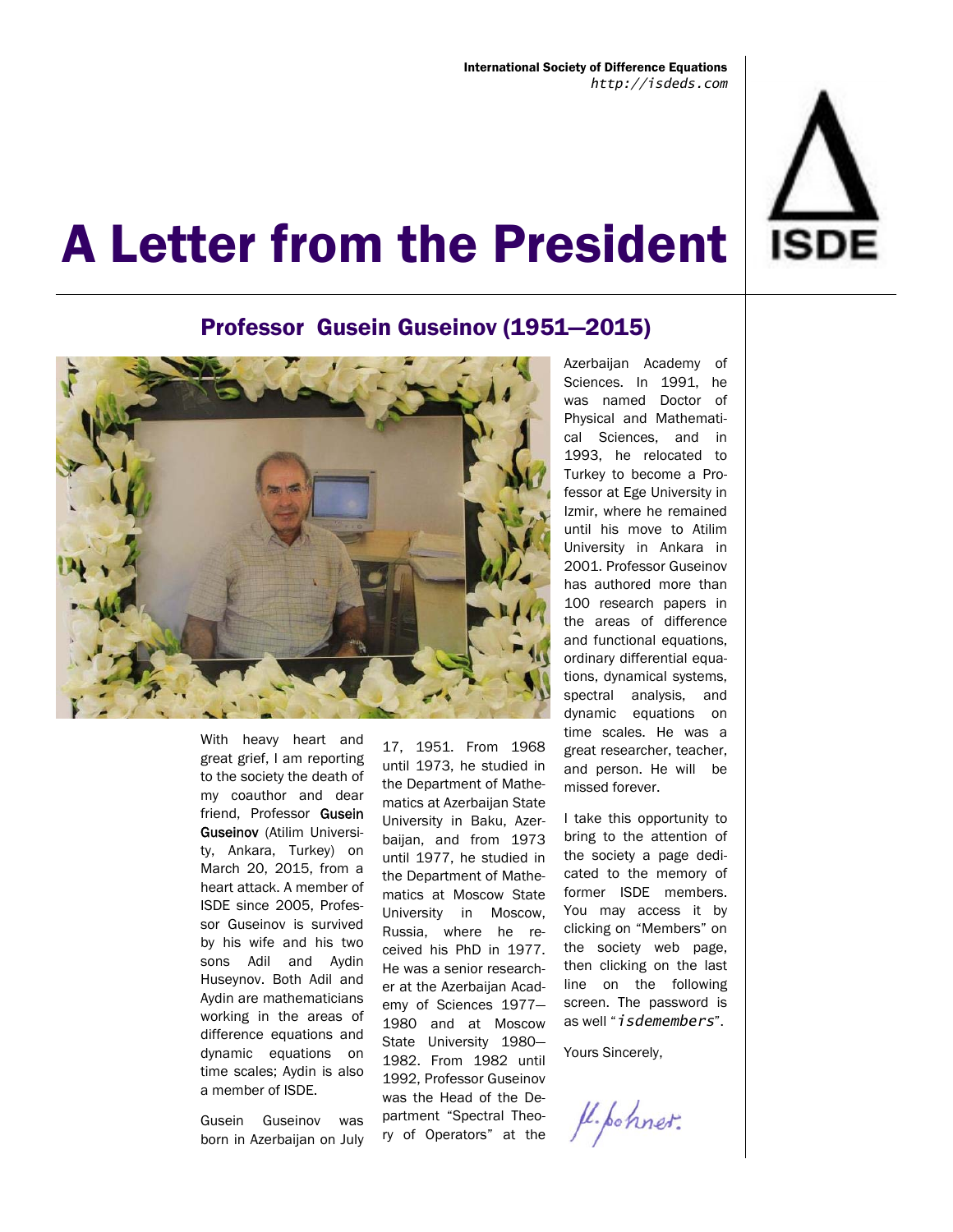International Society of Difference Equations
*http://isdeds.com*

# A Letter from the President

## Professor Gusein Guseinov (1951—2015)

With heavy heart and great grief, I am reporting to the society the death of my coauthor and dear friend, Professor **Gusein Guseinov** (Atilim University, Ankara, Turkey) on March 20, 2015, from a heart attack. A member of ISDE since 2005, Professor Guseinov is survived by his wife and his two sons Adil and Aydin Huseynov. Both Adil and Aydin are mathematicians working in the areas of difference equations and dynamic equations on time scales; Aydin is also a member of ISDE.

Gusein Guseinov was born in Azerbaijan on July 17, 1951. From 1968 until 1973, he studied in the Department of Mathematics at Azerbaijan State University in Baku, Azerbaijan, and from 1973 until 1977, he studied in the Department of Mathematics at Moscow State University in Moscow, Russia, where he received his PhD in 1977. He was a senior researcher at the Azerbaijan Academy of Sciences 1977—1980 and at Moscow State University 1980—1982. From 1982 until 1992, Professor Guseinov was the Head of the Department "Spectral Theory of Operators" at the Azerbaijan Academy of Sciences. In 1991, he was named Doctor of Physical and Mathematical Sciences, and in 1993, he relocated to Turkey to become a Professor at Ege University in Izmir, where he remained until his move to Atilim University in Ankara in 2001. Professor Guseinov has authored more than 100 research papers in the areas of difference and functional equations, ordinary differential equations, dynamical systems, spectral analysis, and dynamic equations on time scales. He was a great researcher, teacher, and person. He will be missed forever.

I take this opportunity to bring to the attention of the society a page dedicated to the memory of former ISDE members. You may access it by clicking on "Members" on the society web page, then clicking on the last line on the following screen. The password is as well "*isdemembers*".

Yours Sincerely,

M. Bohner